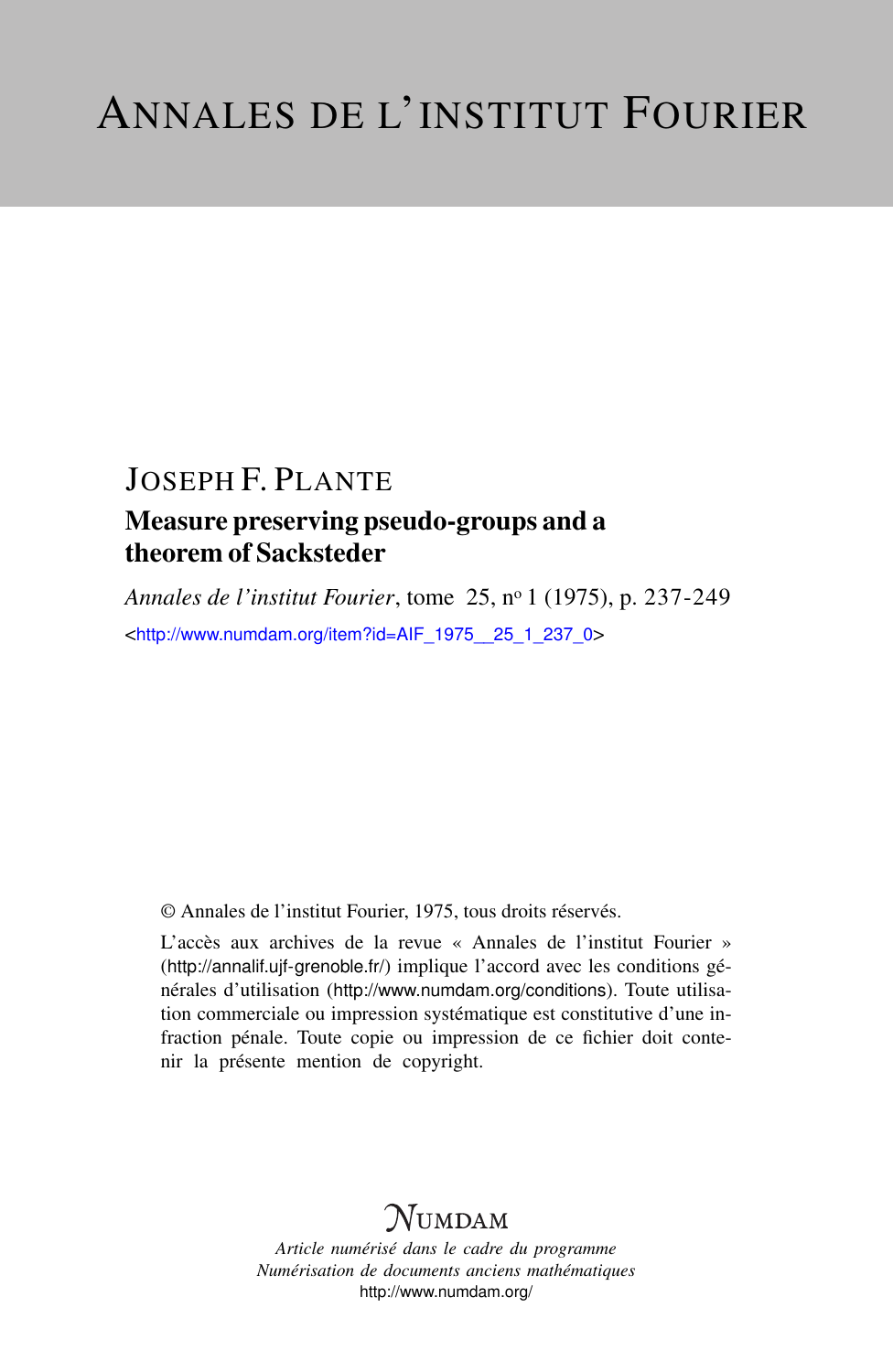# ANNALES DE L'INSTITUT FOURIER

JOSEPH F. PLANTE

## Measure preserving pseudo-groups and a theorem of Sacksteder

*Annales de l'institut Fourier*, tome 25, nº 1 (1975), p. 237-249

<http://www.numdam.org/item?id=AIF_1975__25_1_237_0>

© Annales de l'institut Fourier, 1975, tous droits réservés.

L'accès aux archives de la revue « Annales de l'institut Fourier » (http://annalif.ujf-grenoble.fr/) implique l'accord avec les conditions générales d'utilisation (http://www.numdam.org/conditions). Toute utilisation commerciale ou impression systématique est constitutive d'une infraction pénale. Toute copie ou impression de ce fichier doit contenir la présente mention de copyright.

NUMDAM

*Article numérisé dans le cadre du programme*
*Numérisation de documents anciens mathématiques*
http://www.numdam.org/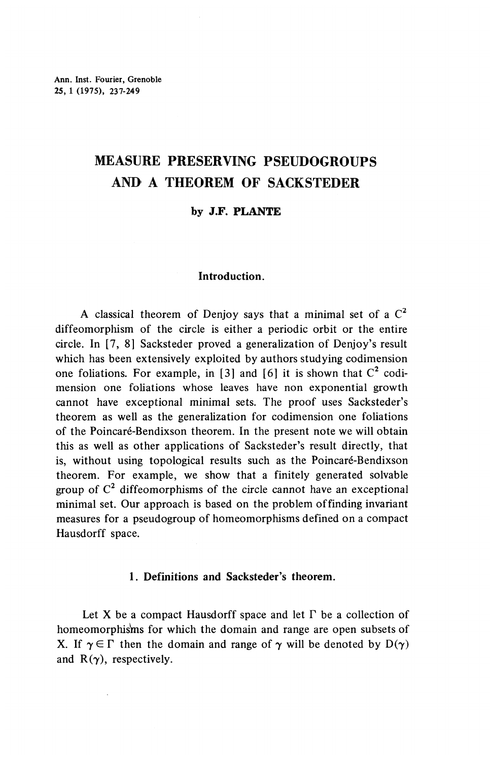Ann. Inst. Fourier, Grenoble
25, 1 (1975), 237-249

# MEASURE PRESERVING PSEUDOGROUPS AND A THEOREM OF SACKSTEDER

**by J.F. PLANTE**

## Introduction.

A classical theorem of Denjoy says that a minimal set of a $C^2$ diffeomorphism of the circle is either a periodic orbit or the entire circle. In [7, 8] Sacksteder proved a generalization of Denjoy's result which has been extensively exploited by authors studying codimension one foliations. For example, in [3] and [6] it is shown that $C^2$ codimension one foliations whose leaves have non exponential growth cannot have exceptional minimal sets. The proof uses Sacksteder's theorem as well as the generalization for codimension one foliations of the Poincaré-Bendixson theorem. In the present note we will obtain this as well as other applications of Sacksteder's result directly, that is, without using topological results such as the Poincaré-Bendixson theorem. For example, we show that a finitely generated solvable group of $C^2$ diffeomorphisms of the circle cannot have an exceptional minimal set. Our approach is based on the problem of finding invariant measures for a pseudogroup of homeomorphisms defined on a compact Hausdorff space.

## 1. Definitions and Sacksteder's theorem.

Let X be a compact Hausdorff space and let $\Gamma$ be a collection of homeomorphisms for which the domain and range are open subsets of X. If $\gamma \in \Gamma$ then the domain and range of $\gamma$ will be denoted by $D(\gamma)$ and $R(\gamma)$, respectively.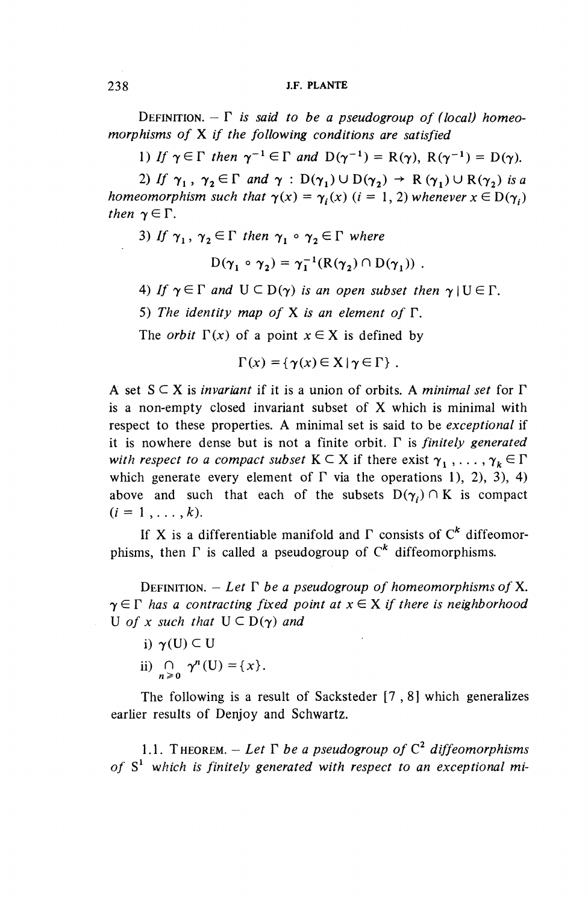DEFINITION. – *$\Gamma$ is said to be a pseudogroup of (local) homeomorphisms of* X *if the following conditions are satisfied*

1) *If $\gamma \in \Gamma$ then $\gamma^{-1} \in \Gamma$ and $D(\gamma^{-1}) = R(\gamma)$, $R(\gamma^{-1}) = D(\gamma)$.*

2) *If $\gamma_1, \gamma_2 \in \Gamma$ and $\gamma : D(\gamma_1) \cup D(\gamma_2) \to R(\gamma_1) \cup R(\gamma_2)$ is a homeomorphism such that $\gamma(x) = \gamma_i(x)$ $(i = 1, 2)$ whenever $x \in D(\gamma_i)$ then $\gamma \in \Gamma$.*

3) *If $\gamma_1, \gamma_2 \in \Gamma$ then $\gamma_1 \circ \gamma_2 \in \Gamma$ where*

$$D(\gamma_1 \circ \gamma_2) = \gamma_1^{-1}(R(\gamma_2) \cap D(\gamma_1)) .$$

4) *If $\gamma \in \Gamma$ and $U \subset D(\gamma)$ is an open subset then $\gamma | U \in \Gamma$.*

5) *The identity map of* X *is an element of $\Gamma$.*

The *orbit* $\Gamma(x)$ of a point $x \in X$ is defined by

$$\Gamma(x) = \{\gamma(x) \in X \mid \gamma \in \Gamma\} .$$

A set $S \subset X$ is *invariant* if it is a union of orbits. A *minimal set* for $\Gamma$ is a non-empty closed invariant subset of X which is minimal with respect to these properties. A minimal set is said to be *exceptional* if it is nowhere dense but is not a finite orbit. $\Gamma$ is *finitely generated with respect to a compact subset* $K \subset X$ if there exist $\gamma_1, \ldots, \gamma_k \in \Gamma$ which generate every element of $\Gamma$ via the operations 1), 2), 3), 4) above and such that each of the subsets $D(\gamma_i) \cap K$ is compact $(i = 1, \ldots, k)$.

If X is a differentiable manifold and $\Gamma$ consists of $C^k$ diffeomorphisms, then $\Gamma$ is called a pseudogroup of $C^k$ diffeomorphisms.

DEFINITION. – *Let $\Gamma$ be a pseudogroup of homeomorphisms of* X. *$\gamma \in \Gamma$ has a contracting fixed point at $x \in X$ if there is neighborhood* U *of $x$ such that $U \subset D(\gamma)$ and*

i) $\gamma(U) \subset U$

ii) $\bigcap_{n \geqslant 0} \gamma^n(U) = \{x\}$.

The following is a result of Sacksteder [7, 8] which generalizes earlier results of Denjoy and Schwartz.

1.1. THEOREM. – *Let $\Gamma$ be a pseudogroup of $C^2$ diffeomorphisms of $S^1$ which is finitely generated with respect to an exceptional mi-*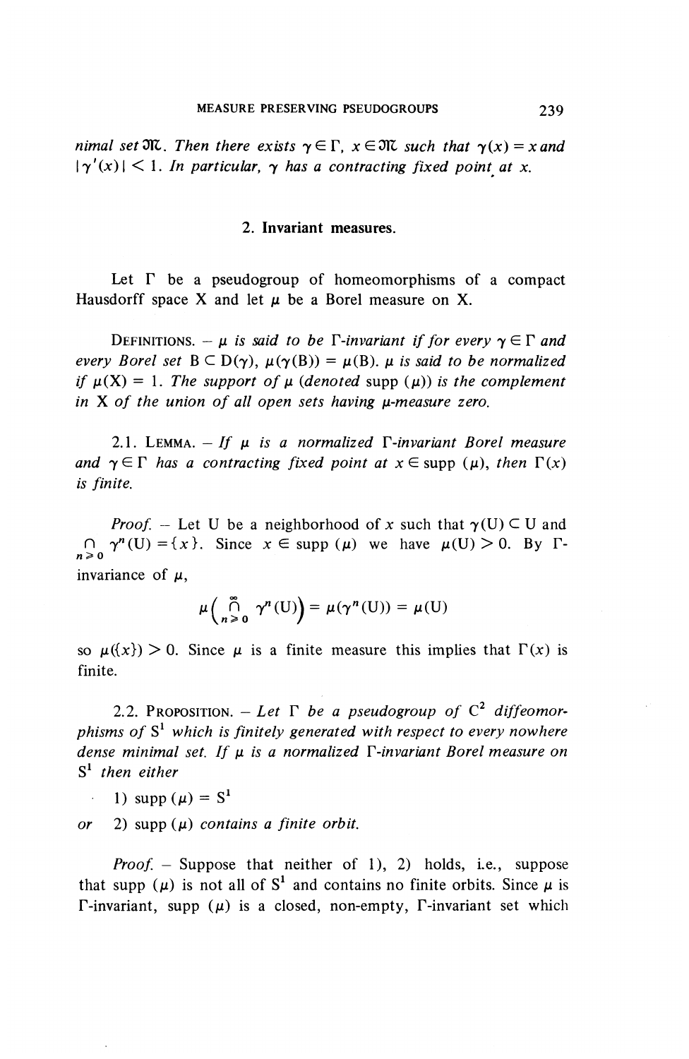*nimal set $\mathfrak{M}$. Then there exists $\gamma \in \Gamma$, $x \in \mathfrak{M}$ such that $\gamma(x) = x$ and $|\gamma'(x)| < 1$. In particular, $\gamma$ has a contracting fixed point at $x$.*

## 2. Invariant measures.

Let $\Gamma$ be a pseudogroup of homeomorphisms of a compact Hausdorff space X and let $\mu$ be a Borel measure on X.

DEFINITIONS. — *$\mu$ is said to be $\Gamma$-invariant if for every $\gamma \in \Gamma$ and every Borel set $B \subset D(\gamma)$, $\mu(\gamma(B)) = \mu(B)$. $\mu$ is said to be normalized if $\mu(X) = 1$. The support of $\mu$ (denoted* supp $(\mu)$*) is the complement in X of the union of all open sets having $\mu$-measure zero.*

2.1. LEMMA. — *If $\mu$ is a normalized $\Gamma$-invariant Borel measure and $\gamma \in \Gamma$ has a contracting fixed point at $x \in$ supp $(\mu)$, then $\Gamma(x)$ is finite.*

*Proof.* — Let U be a neighborhood of $x$ such that $\gamma(U) \subset U$ and $\bigcap_{n \geq 0} \gamma^n(U) = \{x\}$. Since $x \in$ supp $(\mu)$ we have $\mu(U) > 0$. By $\Gamma$-invariance of $\mu$,

$$\mu\Big(\bigcap_{n \geq 0}^{\infty} \gamma^n(U)\Big) = \mu(\gamma^n(U)) = \mu(U)$$

so $\mu(\{x\}) > 0$. Since $\mu$ is a finite measure this implies that $\Gamma(x)$ is finite.

2.2. PROPOSITION. — *Let $\Gamma$ be a pseudogroup of $C^2$ diffeomorphisms of $S^1$ which is finitely generated with respect to every nowhere dense minimal set. If $\mu$ is a normalized $\Gamma$-invariant Borel measure on $S^1$ then either*

1) supp $(\mu) = S^1$

*or* 2) supp $(\mu)$ *contains a finite orbit.*

*Proof.* — Suppose that neither of 1), 2) holds, i.e., suppose that supp $(\mu)$ is not all of $S^1$ and contains no finite orbits. Since $\mu$ is $\Gamma$-invariant, supp $(\mu)$ is a closed, non-empty, $\Gamma$-invariant set which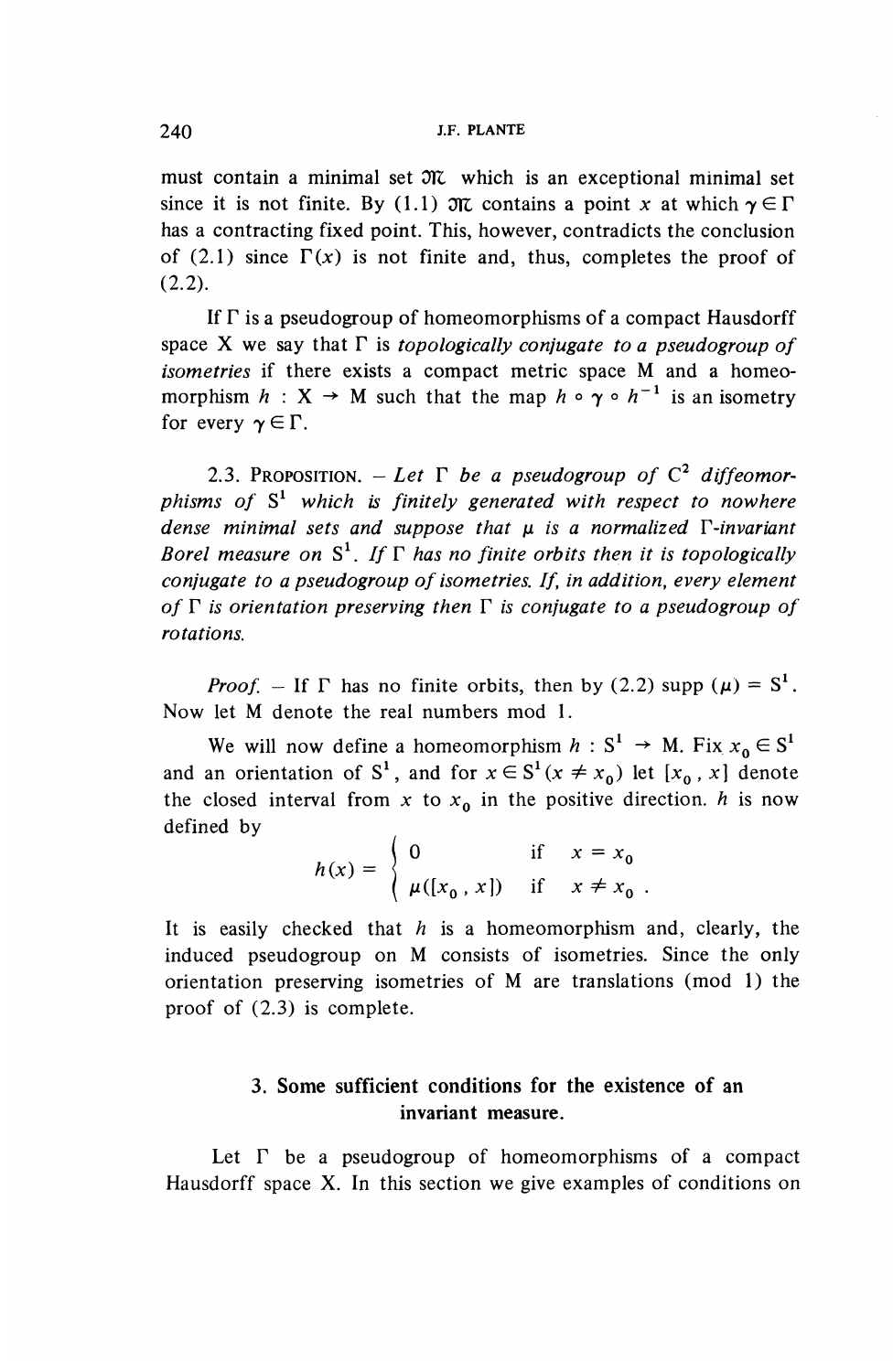must contain a minimal set $\mathfrak{M}$ which is an exceptional minimal set since it is not finite. By (1.1) $\mathfrak{M}$ contains a point $x$ at which $\gamma \in \Gamma$ has a contracting fixed point. This, however, contradicts the conclusion of (2.1) since $\Gamma(x)$ is not finite and, thus, completes the proof of (2.2).

If $\Gamma$ is a pseudogroup of homeomorphisms of a compact Hausdorff space X we say that $\Gamma$ is *topologically conjugate to a pseudogroup of isometries* if there exists a compact metric space M and a homeomorphism $h : X \to M$ such that the map $h \circ \gamma \circ h^{-1}$ is an isometry for every $\gamma \in \Gamma$.

2.3. Proposition. – *Let $\Gamma$ be a pseudogroup of $C^2$ diffeomorphisms of $S^1$ which is finitely generated with respect to nowhere dense minimal sets and suppose that $\mu$ is a normalized $\Gamma$-invariant Borel measure on $S^1$. If $\Gamma$ has no finite orbits then it is topologically conjugate to a pseudogroup of isometries. If, in addition, every element of $\Gamma$ is orientation preserving then $\Gamma$ is conjugate to a pseudogroup of rotations.*

*Proof.* – If $\Gamma$ has no finite orbits, then by (2.2) supp $(\mu) = S^1$. Now let M denote the real numbers mod 1.

We will now define a homeomorphism $h : S^1 \to M$. Fix $x_0 \in S^1$ and an orientation of $S^1$, and for $x \in S^1 (x \neq x_0)$ let $[x_0 , x]$ denote the closed interval from $x$ to $x_0$ in the positive direction. $h$ is now defined by

$$h(x) = \begin{cases} 0 & \text{if} \quad x = x_0 \\ \mu([x_0 , x]) & \text{if} \quad x \neq x_0 . \end{cases}$$

It is easily checked that $h$ is a homeomorphism and, clearly, the induced pseudogroup on M consists of isometries. Since the only orientation preserving isometries of M are translations (mod 1) the proof of (2.3) is complete.

## 3. Some sufficient conditions for the existence of an invariant measure.

Let $\Gamma$ be a pseudogroup of homeomorphisms of a compact Hausdorff space X. In this section we give examples of conditions on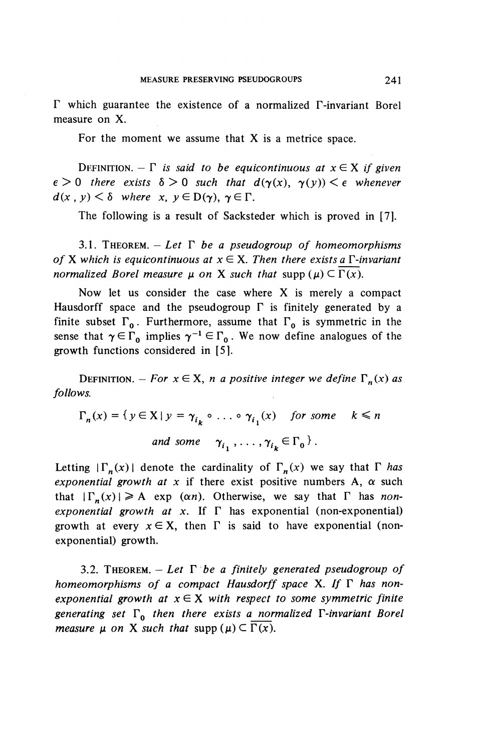Γ which guarantee the existence of a normalized Γ-invariant Borel measure on X.

For the moment we assume that X is a metrice space.

DEFINITION. – *Γ is said to be equicontinuous at $x \in X$ if given $\epsilon > 0$ there exists $\delta > 0$ such that $d(\gamma(x), \gamma(y)) < \epsilon$ whenever $d(x, y) < \delta$ where $x, y \in D(\gamma)$, $\gamma \in \Gamma$.*

The following is a result of Sacksteder which is proved in [7].

3.1. THEOREM. – *Let Γ be a pseudogroup of homeomorphisms of X which is equicontinuous at $x \in X$. Then there exists a Γ-invariant normalized Borel measure μ on X such that* $\text{supp}(\mu) \subset \overline{\Gamma(x)}$.

Now let us consider the case where X is merely a compact Hausdorff space and the pseudogroup Γ is finitely generated by a finite subset $\Gamma_0$. Furthermore, assume that $\Gamma_0$ is symmetric in the sense that $\gamma \in \Gamma_0$ implies $\gamma^{-1} \in \Gamma_0$. We now define analogues of the growth functions considered in [5].

DEFINITION. – *For $x \in X$, n a positive integer we define $\Gamma_n(x)$ as follows.*

$$\Gamma_n(x) = \{ y \in X \mid y = \gamma_{i_k} \circ \ldots \circ \gamma_{i_1}(x) \quad \text{for some} \quad k \leqslant n$$
$$\text{and some} \quad \gamma_{i_1}, \ldots, \gamma_{i_k} \in \Gamma_0 \}.$$

Letting $|\Gamma_n(x)|$ denote the cardinality of $\Gamma_n(x)$ we say that *Γ has exponential growth at x* if there exist positive numbers A, α such that $|\Gamma_n(x)| \geqslant A \exp(\alpha n)$. Otherwise, we say that Γ has *non-exponential growth at x*. If Γ has exponential (non-exponential) growth at every $x \in X$, then Γ is said to have exponential (non-exponential) growth.

3.2. THEOREM. – *Let Γ be a finitely generated pseudogroup of homeomorphisms of a compact Hausdorff space X. If Γ has non-exponential growth at $x \in X$ with respect to some symmetric finite generating set $\Gamma_0$ then there exists a normalized Γ-invariant Borel measure μ on X such that* $\text{supp}(\mu) \subset \overline{\Gamma(x)}$.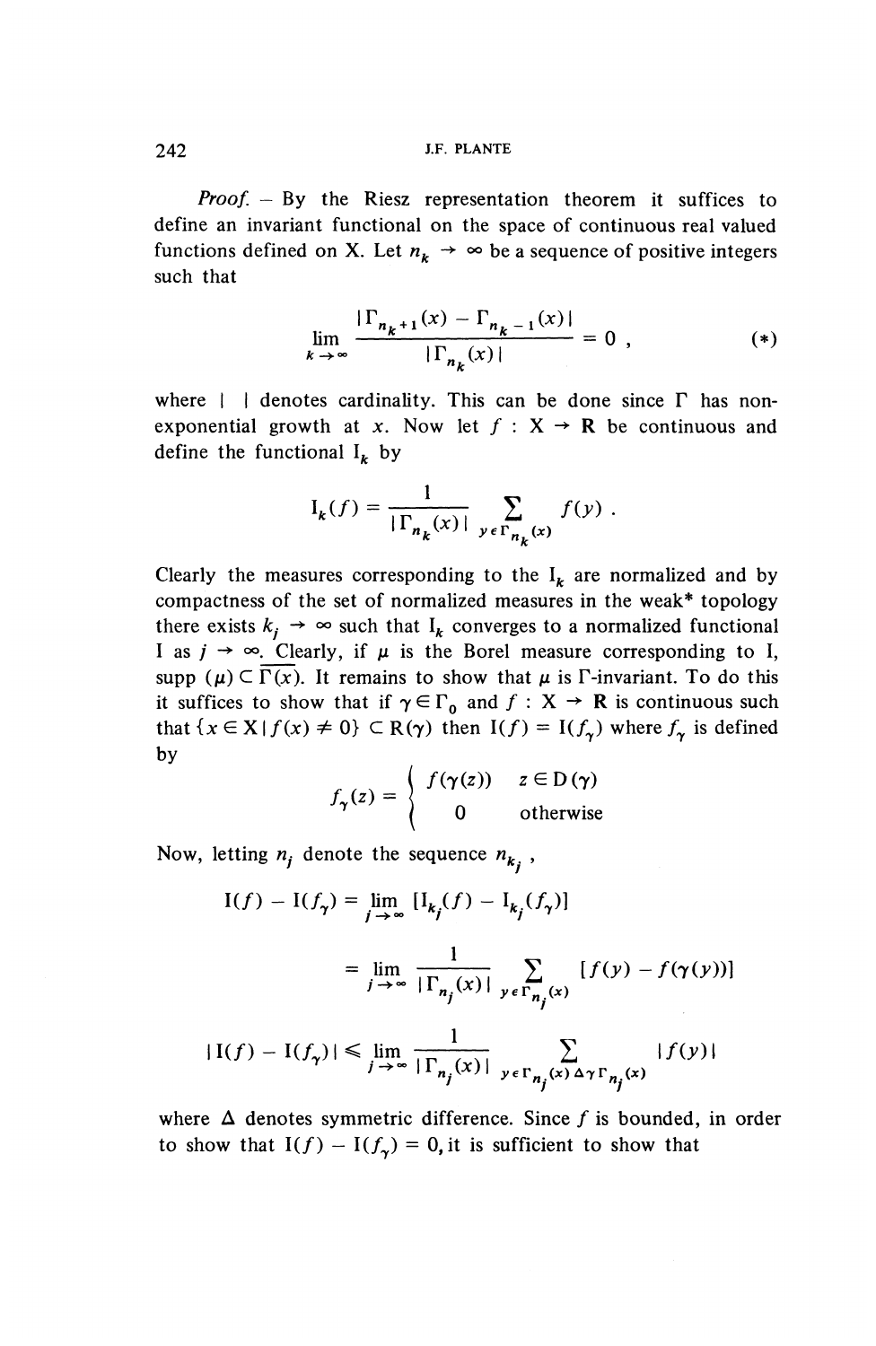*Proof.* – By the Riesz representation theorem it suffices to define an invariant functional on the space of continuous real valued functions defined on X. Let $n_k \to \infty$ be a sequence of positive integers such that

$$\lim_{k \to \infty} \frac{|\Gamma_{n_k+1}(x) - \Gamma_{n_k-1}(x)|}{|\Gamma_{n_k}(x)|} = 0 \; , \qquad (*)$$

where $| \;\; |$ denotes cardinality. This can be done since $\Gamma$ has non-exponential growth at $x$. Now let $f : X \to \mathbf{R}$ be continuous and define the functional $I_k$ by

$$I_k(f) = \frac{1}{|\Gamma_{n_k}(x)|} \sum_{y \in \Gamma_{n_k}(x)} f(y) \; .$$

Clearly the measures corresponding to the $I_k$ are normalized and by compactness of the set of normalized measures in the weak* topology there exists $k_j \to \infty$ such that $I_k$ converges to a normalized functional I as $j \to \infty$. Clearly, if $\mu$ is the Borel measure corresponding to I, $\operatorname{supp}(\mu) \subset \overline{\Gamma(x)}$. It remains to show that $\mu$ is $\Gamma$-invariant. To do this it suffices to show that if $\gamma \in \Gamma_0$ and $f : X \to \mathbf{R}$ is continuous such that $\{x \in X \,|\, f(x) \neq 0\} \subset R(\gamma)$ then $I(f) = I(f_\gamma)$ where $f_\gamma$ is defined by

$$f_\gamma(z) = \begin{cases} f(\gamma(z)) & z \in D(\gamma) \\ 0 & \text{otherwise} \end{cases}$$

Now, letting $n_j$ denote the sequence $n_{k_j}$,

$$\begin{aligned} I(f) - I(f_\gamma) &= \lim_{j \to \infty} [I_{k_j}(f) - I_{k_j}(f_\gamma)] \\ &= \lim_{j \to \infty} \frac{1}{|\Gamma_{n_j}(x)|} \sum_{y \in \Gamma_{n_j}(x)} [f(y) - f(\gamma(y))] \end{aligned}$$

$$|I(f) - I(f_\gamma)| \leqslant \lim_{j \to \infty} \frac{1}{|\Gamma_{n_j}(x)|} \sum_{y \in \Gamma_{n_j}(x) \Delta \gamma \Gamma_{n_j}(x)} |f(y)|$$

where $\Delta$ denotes symmetric difference. Since $f$ is bounded, in order to show that $I(f) - I(f_\gamma) = 0$, it is sufficient to show that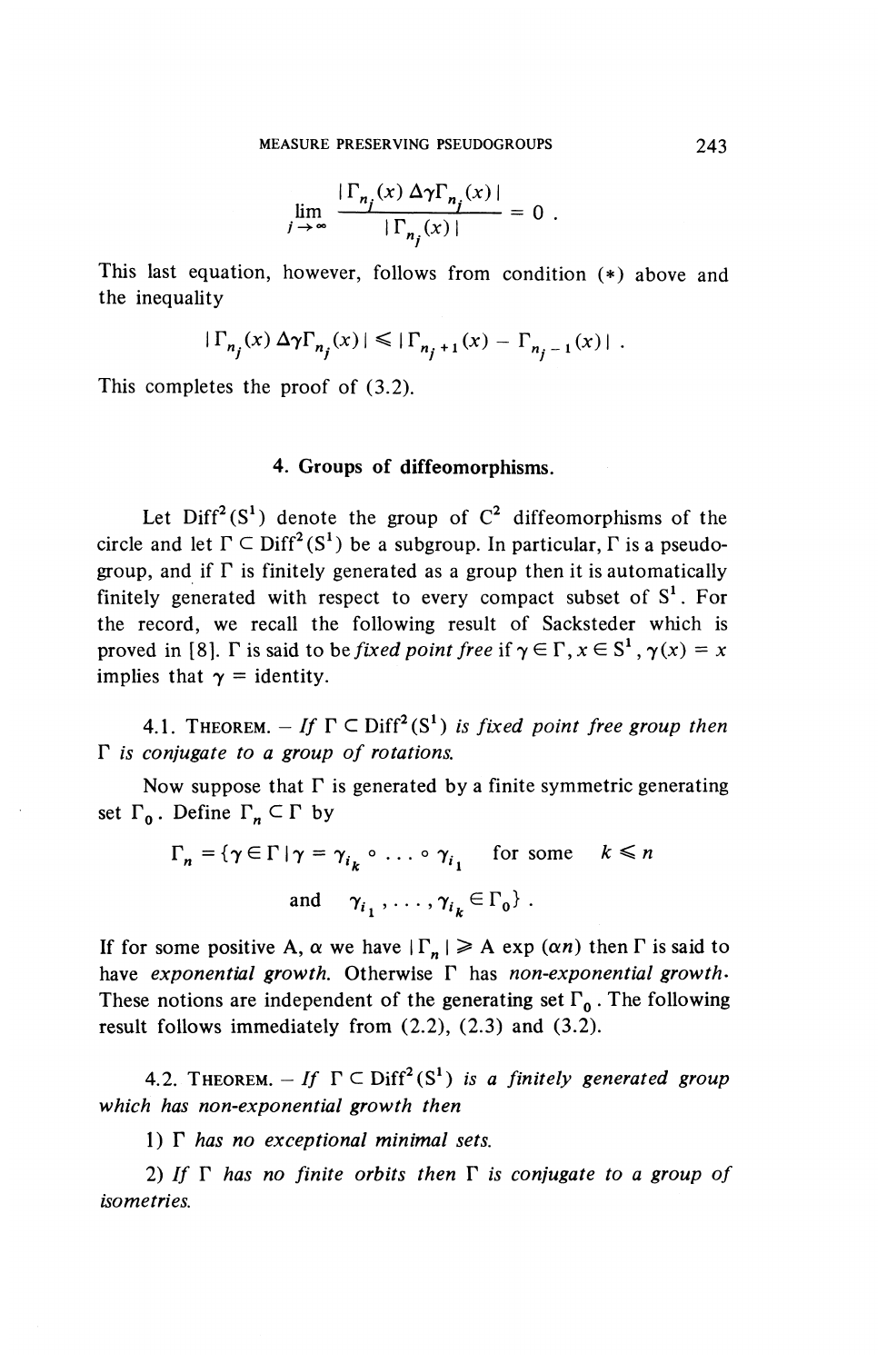$$\lim_{j \to \infty} \frac{|\Gamma_{n_j}(x) \Delta \gamma \Gamma_{n_j}(x)|}{|\Gamma_{n_j}(x)|} = 0 .$$

This last equation, however, follows from condition (*) above and the inequality

$$|\Gamma_{n_j}(x) \Delta \gamma \Gamma_{n_j}(x)| \leqslant |\Gamma_{n_j+1}(x) - \Gamma_{n_j-1}(x)| .$$

This completes the proof of (3.2).

## 4. Groups of diffeomorphisms.

Let $\mathrm{Diff}^2(S^1)$ denote the group of $C^2$ diffeomorphisms of the circle and let $\Gamma \subset \mathrm{Diff}^2(S^1)$ be a subgroup. In particular, $\Gamma$ is a pseudogroup, and if $\Gamma$ is finitely generated as a group then it is automatically finitely generated with respect to every compact subset of $S^1$. For the record, we recall the following result of Sacksteder which is proved in [8]. $\Gamma$ is said to be *fixed point free* if $\gamma \in \Gamma$, $x \in S^1$, $\gamma(x) = x$ implies that $\gamma =$ identity.

4.1. THEOREM. – *If $\Gamma \subset \mathrm{Diff}^2(S^1)$ is fixed point free group then $\Gamma$ is conjugate to a group of rotations.*

Now suppose that $\Gamma$ is generated by a finite symmetric generating set $\Gamma_0$. Define $\Gamma_n \subset \Gamma$ by

$$\Gamma_n = \{\gamma \in \Gamma \mid \gamma = \gamma_{i_k} \circ \ldots \circ \gamma_{i_1} \quad \text{for some} \quad k \leqslant n$$
$$\text{and} \quad \gamma_{i_1}, \ldots, \gamma_{i_k} \in \Gamma_0\} .$$

If for some positive A, $\alpha$ we have $|\Gamma_n| \geqslant A \exp(\alpha n)$ then $\Gamma$ is said to have *exponential growth*. Otherwise $\Gamma$ has *non-exponential growth*. These notions are independent of the generating set $\Gamma_0$. The following result follows immediately from (2.2), (2.3) and (3.2).

4.2. THEOREM. – *If $\Gamma \subset \mathrm{Diff}^2(S^1)$ is a finitely generated group which has non-exponential growth then*

1) *$\Gamma$ has no exceptional minimal sets.*

2) *If $\Gamma$ has no finite orbits then $\Gamma$ is conjugate to a group of isometries.*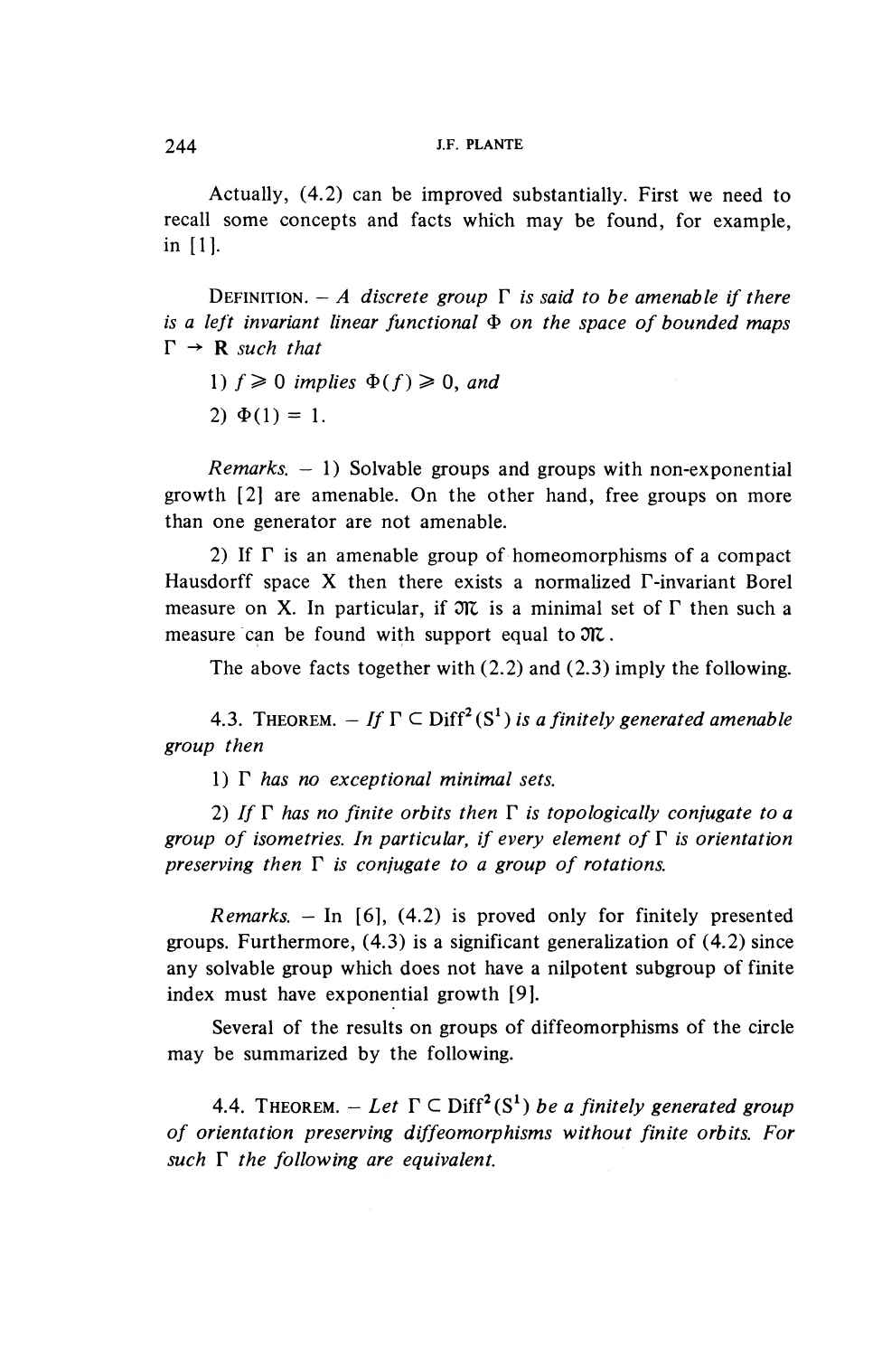Actually, (4.2) can be improved substantially. First we need to recall some concepts and facts which may be found, for example, in [1].

DEFINITION. – *A discrete group $\Gamma$ is said to be amenable if there is a left invariant linear functional $\Phi$ on the space of bounded maps $\Gamma \to \mathbf{R}$ such that*

1) *$f \geqslant 0$ implies $\Phi(f) \geqslant 0$, and*

2) *$\Phi(1) = 1$.*

*Remarks.* – 1) Solvable groups and groups with non-exponential growth [2] are amenable. On the other hand, free groups on more than one generator are not amenable.

2) If $\Gamma$ is an amenable group of homeomorphisms of a compact Hausdorff space X then there exists a normalized $\Gamma$-invariant Borel measure on X. In particular, if $\mathfrak{M}$ is a minimal set of $\Gamma$ then such a measure can be found with support equal to $\mathfrak{M}$.

The above facts together with (2.2) and (2.3) imply the following.

4.3. THEOREM. – *If $\Gamma \subset \mathrm{Diff}^2(\mathrm{S}^1)$ is a finitely generated amenable group then*

1) *$\Gamma$ has no exceptional minimal sets.*

2) *If $\Gamma$ has no finite orbits then $\Gamma$ is topologically conjugate to a group of isometries. In particular, if every element of $\Gamma$ is orientation preserving then $\Gamma$ is conjugate to a group of rotations.*

*Remarks.* – In [6], (4.2) is proved only for finitely presented groups. Furthermore, (4.3) is a significant generalization of (4.2) since any solvable group which does not have a nilpotent subgroup of finite index must have exponential growth [9].

Several of the results on groups of diffeomorphisms of the circle may be summarized by the following.

4.4. THEOREM. – *Let $\Gamma \subset \mathrm{Diff}^2(\mathrm{S}^1)$ be a finitely generated group of orientation preserving diffeomorphisms without finite orbits. For such $\Gamma$ the following are equivalent.*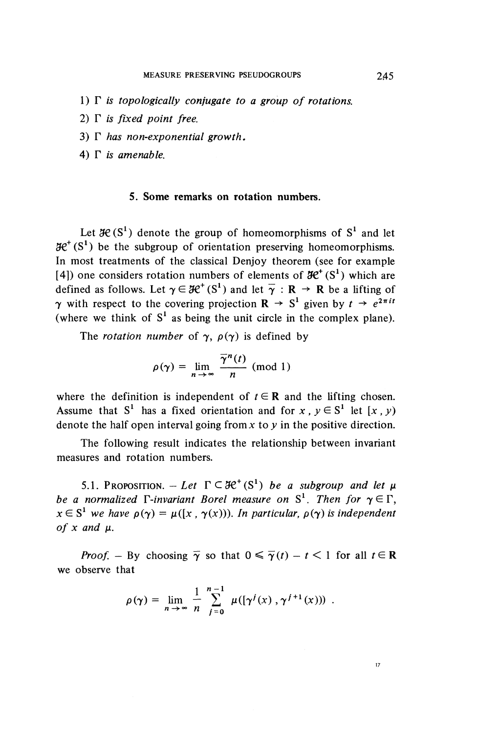1) $\Gamma$ *is topologically conjugate to a group of rotations.*

2) $\Gamma$ *is fixed point free.*

3) $\Gamma$ *has non-exponential growth.*

4) $\Gamma$ *is amenable.*

## 5. Some remarks on rotation numbers.

Let $\mathcal{H}(S^1)$ denote the group of homeomorphisms of $S^1$ and let $\mathcal{H}^+(S^1)$ be the subgroup of orientation preserving homeomorphisms. In most treatments of the classical Denjoy theorem (see for example [4]) one considers rotation numbers of elements of $\mathcal{H}^+(S^1)$ which are defined as follows. Let $\gamma \in \mathcal{H}^+(S^1)$ and let $\bar{\gamma} : \mathbf{R} \to \mathbf{R}$ be a lifting of $\gamma$ with respect to the covering projection $\mathbf{R} \to S^1$ given by $t \to e^{2\pi i t}$ (where we think of $S^1$ as being the unit circle in the complex plane).

The *rotation number* of $\gamma$, $\rho(\gamma)$ is defined by

$$\rho(\gamma) = \lim_{n \to \infty} \frac{\bar{\gamma}^n(t)}{n} \pmod{1}$$

where the definition is independent of $t \in \mathbf{R}$ and the lifting chosen. Assume that $S^1$ has a fixed orientation and for $x, y \in S^1$ let $[x, y)$ denote the half open interval going from $x$ to $y$ in the positive direction.

The following result indicates the relationship between invariant measures and rotation numbers.

5.1. PROPOSITION. – *Let $\Gamma \subset \mathcal{H}^+(S^1)$ be a subgroup and let $\mu$ be a normalized $\Gamma$-invariant Borel measure on $S^1$. Then for $\gamma \in \Gamma$, $x \in S^1$ we have $\rho(\gamma) = \mu([x, \gamma(x)))$. In particular, $\rho(\gamma)$ is independent of $x$ and $\mu$.*

*Proof.* – By choosing $\bar{\gamma}$ so that $0 \leqslant \bar{\gamma}(t) - t < 1$ for all $t \in \mathbf{R}$ we observe that

$$\rho(\gamma) = \lim_{n \to \infty} \frac{1}{n} \sum_{j=0}^{n-1} \mu([\gamma^j(x), \gamma^{j+1}(x))) .$$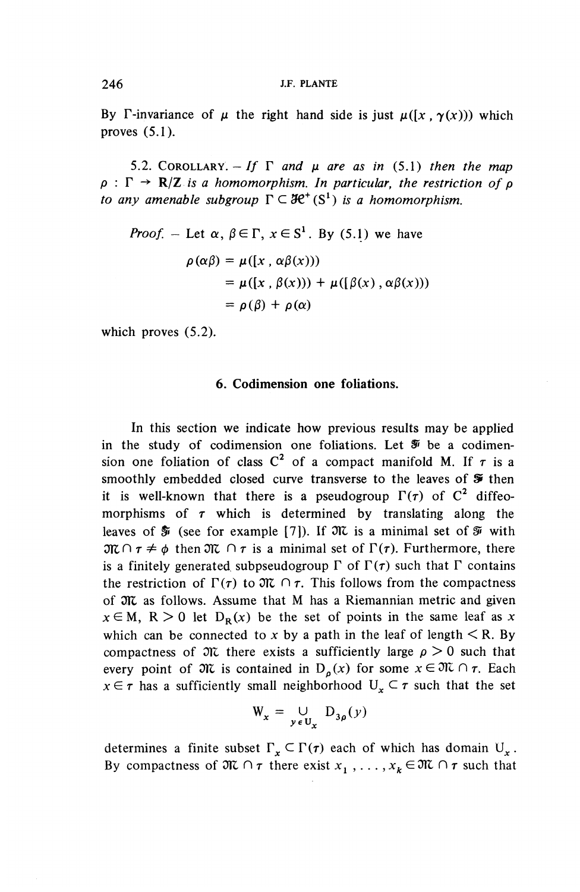By Γ-invariance of $\mu$ the right hand side is just $\mu([x, \gamma(x)))$ which proves (5.1).

5.2. Corollary. – *If* Γ *and* $\mu$ *are as in* (5.1) *then the map* $\rho : \Gamma \to \mathbf{R}/\mathbf{Z}$ *is a homomorphism. In particular, the restriction of* $\rho$ *to any amenable subgroup* $\Gamma \subset \mathcal{H}^+(S^1)$ *is a homomorphism.*

*Proof.* – Let $\alpha, \beta \in \Gamma$, $x \in S^1$. By (5.1) we have

$$
\begin{aligned}
\rho(\alpha\beta) &= \mu([x, \alpha\beta(x))) \\
&= \mu([x, \beta(x))) + \mu([\beta(x), \alpha\beta(x))) \\
&= \rho(\beta) + \rho(\alpha)
\end{aligned}
$$

which proves (5.2).

## 6. Codimension one foliations.

In this section we indicate how previous results may be applied in the study of codimension one foliations. Let $\mathfrak{F}$ be a codimension one foliation of class $C^2$ of a compact manifold M. If $\tau$ is a smoothly embedded closed curve transverse to the leaves of $\mathfrak{F}$ then it is well-known that there is a pseudogroup $\Gamma(\tau)$ of $C^2$ diffeomorphisms of $\tau$ which is determined by translating along the leaves of $\mathfrak{F}$ (see for example [7]). If $\mathfrak{M}$ is a minimal set of $\mathfrak{F}$ with $\mathfrak{M} \cap \tau \neq \phi$ then $\mathfrak{M} \cap \tau$ is a minimal set of $\Gamma(\tau)$. Furthermore, there is a finitely generated subpseudogroup Γ of $\Gamma(\tau)$ such that Γ contains the restriction of $\Gamma(\tau)$ to $\mathfrak{M} \cap \tau$. This follows from the compactness of $\mathfrak{M}$ as follows. Assume that M has a Riemannian metric and given $x \in M$, $R > 0$ let $D_R(x)$ be the set of points in the same leaf as $x$ which can be connected to $x$ by a path in the leaf of length $< R$. By compactness of $\mathfrak{M}$ there exists a sufficiently large $\rho > 0$ such that every point of $\mathfrak{M}$ is contained in $D_\rho(x)$ for some $x \in \mathfrak{M} \cap \tau$. Each $x \in \tau$ has a sufficiently small neighborhood $U_x \subset \tau$ such that the set

$$W_x = \bigcup_{y \in U_x} D_{3\rho}(y)$$

determines a finite subset $\Gamma_x \subset \Gamma(\tau)$ each of which has domain $U_x$. By compactness of $\mathfrak{M} \cap \tau$ there exist $x_1, \ldots, x_k \in \mathfrak{M} \cap \tau$ such that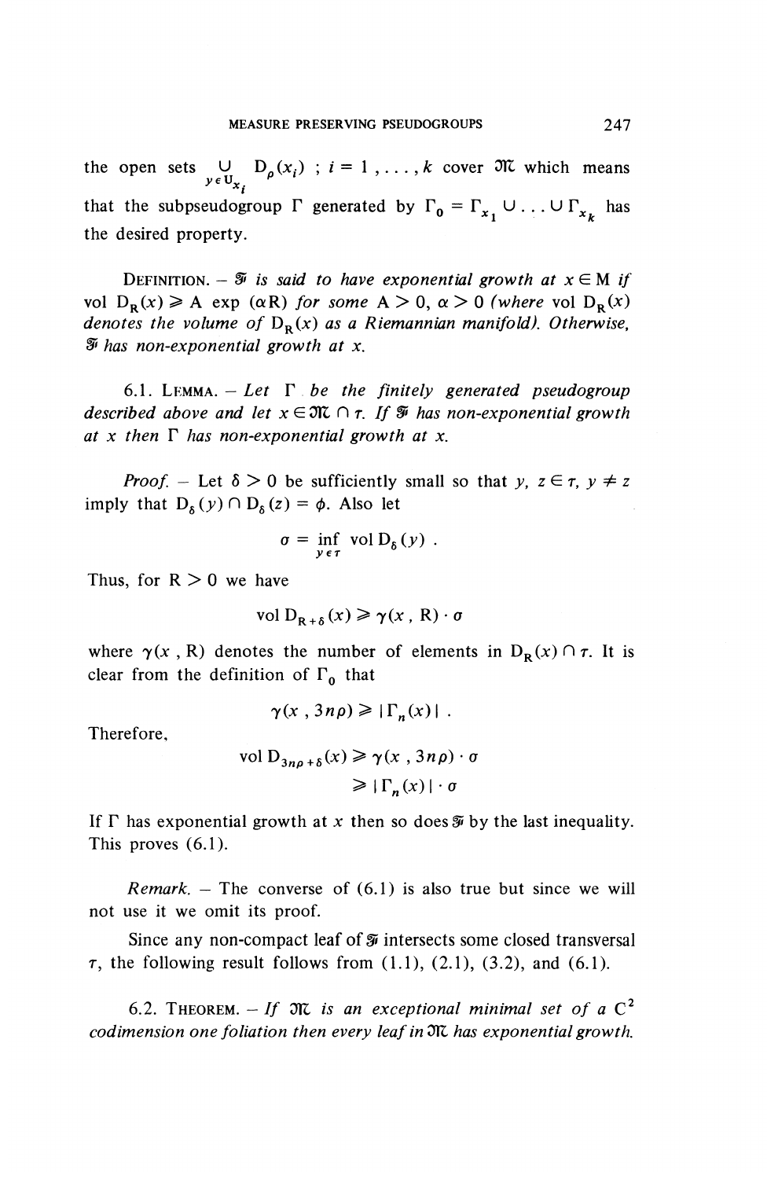the open sets $\bigcup_{y \in U_{x_i}} D_\rho(x_i)$ ; $i = 1, \ldots, k$ cover $\mathcal{M}$ which means that the subpseudogroup $\Gamma$ generated by $\Gamma_0 = \Gamma_{x_1} \cup \ldots \cup \Gamma_{x_k}$ has the desired property.

DEFINITION. – *$\mathcal{F}$ is said to have exponential growth at $x \in M$ if $\text{vol } D_R(x) \geqslant A \exp(\alpha R)$ for some $A > 0$, $\alpha > 0$ (where $\text{vol } D_R(x)$ denotes the volume of $D_R(x)$ as a Riemannian manifold). Otherwise, $\mathcal{F}$ has non-exponential growth at $x$.*

6.1. LEMMA. – *Let $\Gamma$ be the finitely generated pseudogroup described above and let $x \in \mathcal{M} \cap \tau$. If $\mathcal{F}$ has non-exponential growth at $x$ then $\Gamma$ has non-exponential growth at $x$.*

*Proof.* – Let $\delta > 0$ be sufficiently small so that $y, z \in \tau$, $y \neq z$ imply that $D_\delta(y) \cap D_\delta(z) = \phi$. Also let

$$\sigma = \inf_{y \in \tau} \text{vol } D_\delta(y) .$$

Thus, for $R > 0$ we have

$$\text{vol } D_{R+\delta}(x) \geqslant \gamma(x, R) \cdot \sigma$$

where $\gamma(x, R)$ denotes the number of elements in $D_R(x) \cap \tau$. It is clear from the definition of $\Gamma_0$ that

$$\gamma(x, 3n\rho) \geqslant |\Gamma_n(x)| .$$

Therefore,

$$\begin{aligned} \text{vol } D_{3n\rho+\delta}(x) &\geqslant \gamma(x, 3n\rho) \cdot \sigma \\ &\geqslant |\Gamma_n(x)| \cdot \sigma \end{aligned}$$

If $\Gamma$ has exponential growth at $x$ then so does $\mathcal{F}$ by the last inequality. This proves (6.1).

*Remark.* – The converse of (6.1) is also true but since we will not use it we omit its proof.

Since any non-compact leaf of $\mathcal{F}$ intersects some closed transversal $\tau$, the following result follows from (1.1), (2.1), (3.2), and (6.1).

6.2. THEOREM. – *If $\mathcal{M}$ is an exceptional minimal set of a $C^2$ codimension one foliation then every leaf in $\mathcal{M}$ has exponential growth.*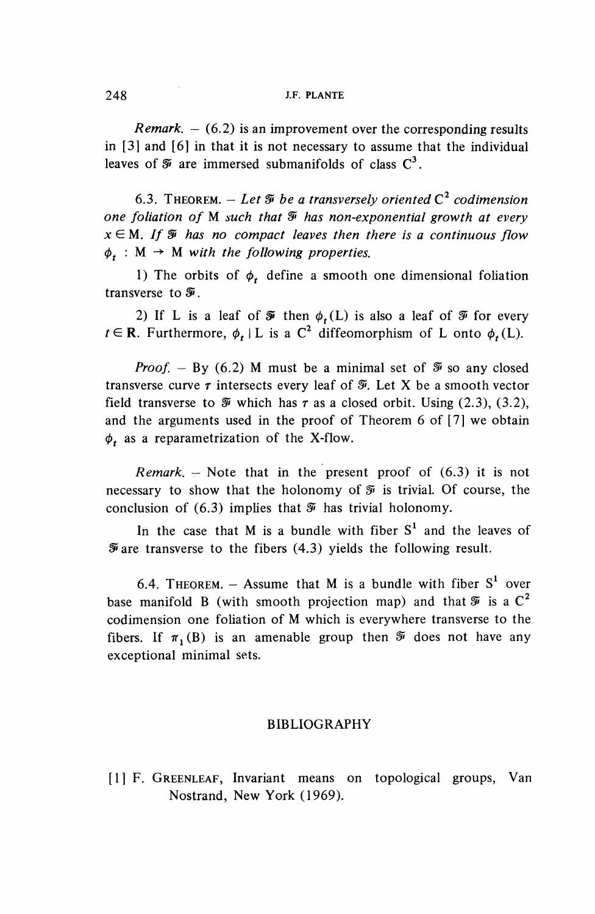*Remark.* – (6.2) is an improvement over the corresponding results in [3] and [6] in that it is not necessary to assume that the individual leaves of $\mathcal{F}$ are immersed submanifolds of class $C^3$.

6.3. THEOREM. – *Let $\mathcal{F}$ be a transversely oriented $C^2$ codimension one foliation of M such that $\mathcal{F}$ has non-exponential growth at every $x \in M$. If $\mathcal{F}$ has no compact leaves then there is a continuous flow $\phi_t : M \to M$ with the following properties.*

1) The orbits of $\phi_t$ define a smooth one dimensional foliation transverse to $\mathcal{F}$.

2) If L is a leaf of $\mathcal{F}$ then $\phi_t(L)$ is also a leaf of $\mathcal{F}$ for every $t \in \mathbf{R}$. Furthermore, $\phi_t \mid L$ is a $C^2$ diffeomorphism of L onto $\phi_t(L)$.

*Proof.* – By (6.2) M must be a minimal set of $\mathcal{F}$ so any closed transverse curve $\tau$ intersects every leaf of $\mathcal{F}$. Let X be a smooth vector field transverse to $\mathcal{F}$ which has $\tau$ as a closed orbit. Using (2.3), (3.2), and the arguments used in the proof of Theorem 6 of [7] we obtain $\phi_t$ as a reparametrization of the X-flow.

*Remark.* – Note that in the present proof of (6.3) it is not necessary to show that the holonomy of $\mathcal{F}$ is trivial. Of course, the conclusion of (6.3) implies that $\mathcal{F}$ has trivial holonomy.

In the case that M is a bundle with fiber $S^1$ and the leaves of $\mathcal{F}$ are transverse to the fibers (4.3) yields the following result.

6.4. THEOREM. – Assume that M is a bundle with fiber $S^1$ over base manifold B (with smooth projection map) and that $\mathcal{F}$ is a $C^2$ codimension one foliation of M which is everywhere transverse to the fibers. If $\pi_1(B)$ is an amenable group then $\mathcal{F}$ does not have any exceptional minimal sets.

## BIBLIOGRAPHY

[1] F. GREENLEAF, Invariant means on topological groups, Van Nostrand, New York (1969).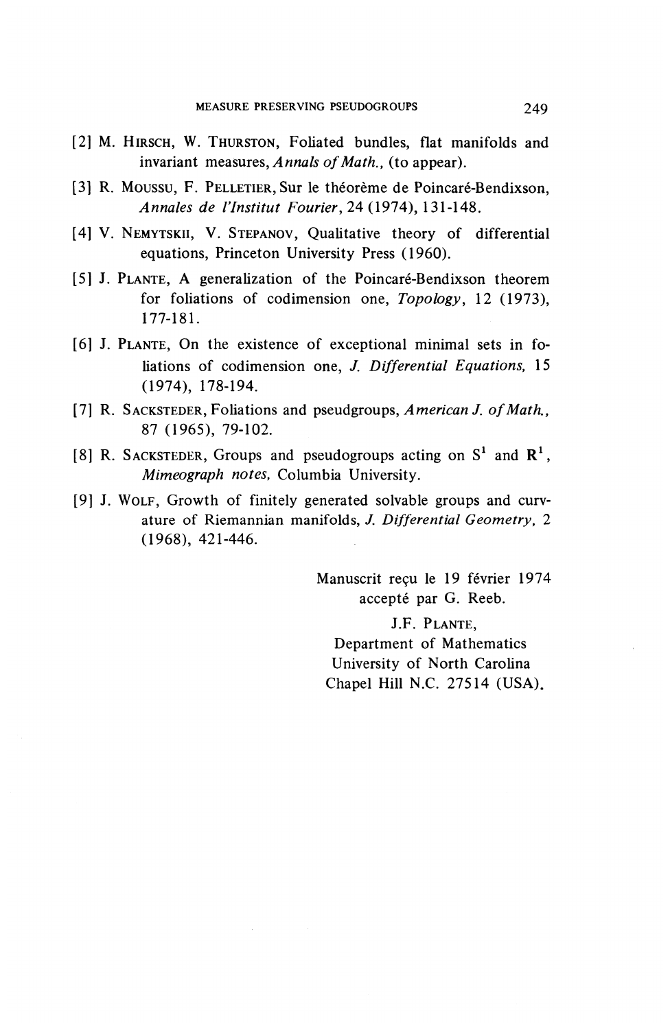[2] M. Hirsch, W. Thurston, Foliated bundles, flat manifolds and invariant measures, *Annals of Math.*, (to appear).

[3] R. Moussu, F. Pelletier, Sur le théorème de Poincaré-Bendixson, *Annales de l'Institut Fourier*, 24 (1974), 131-148.

[4] V. Nemytskii, V. Stepanov, Qualitative theory of differential equations, Princeton University Press (1960).

[5] J. Plante, A generalization of the Poincaré-Bendixson theorem for foliations of codimension one, *Topology*, 12 (1973), 177-181.

[6] J. Plante, On the existence of exceptional minimal sets in foliations of codimension one, *J. Differential Equations*, 15 (1974), 178-194.

[7] R. Sacksteder, Foliations and pseudgroups, *American J. of Math.*, 87 (1965), 79-102.

[8] R. Sacksteder, Groups and pseudogroups acting on $S^1$ and $R^1$, *Mimeograph notes*, Columbia University.

[9] J. Wolf, Growth of finitely generated solvable groups and curvature of Riemannian manifolds, *J. Differential Geometry*, 2 (1968), 421-446.

Manuscrit reçu le 19 février 1974
accepté par G. Reeb.

J.F. Plante,
Department of Mathematics
University of North Carolina
Chapel Hill N.C. 27514 (USA).